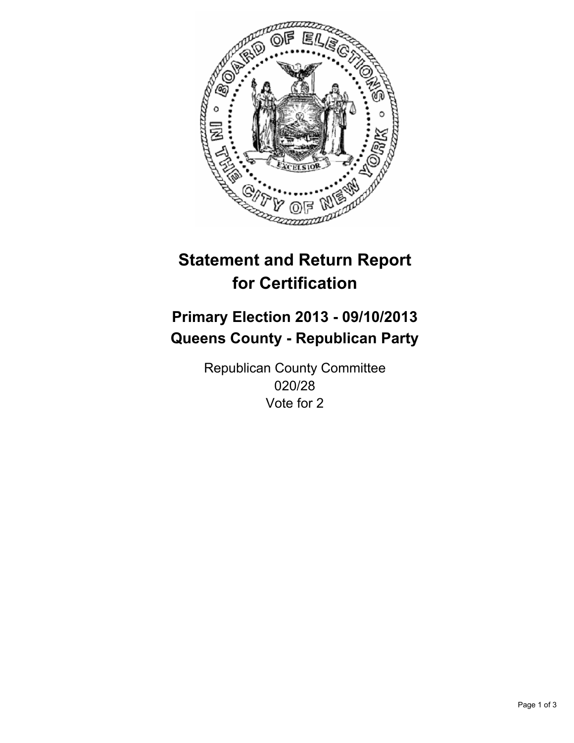# Statement and Return Report for Certification

## Primary Election 2013 - 09/10/2013
## Queens County - Republican Party

Republican County Committee
020/28
Vote for 2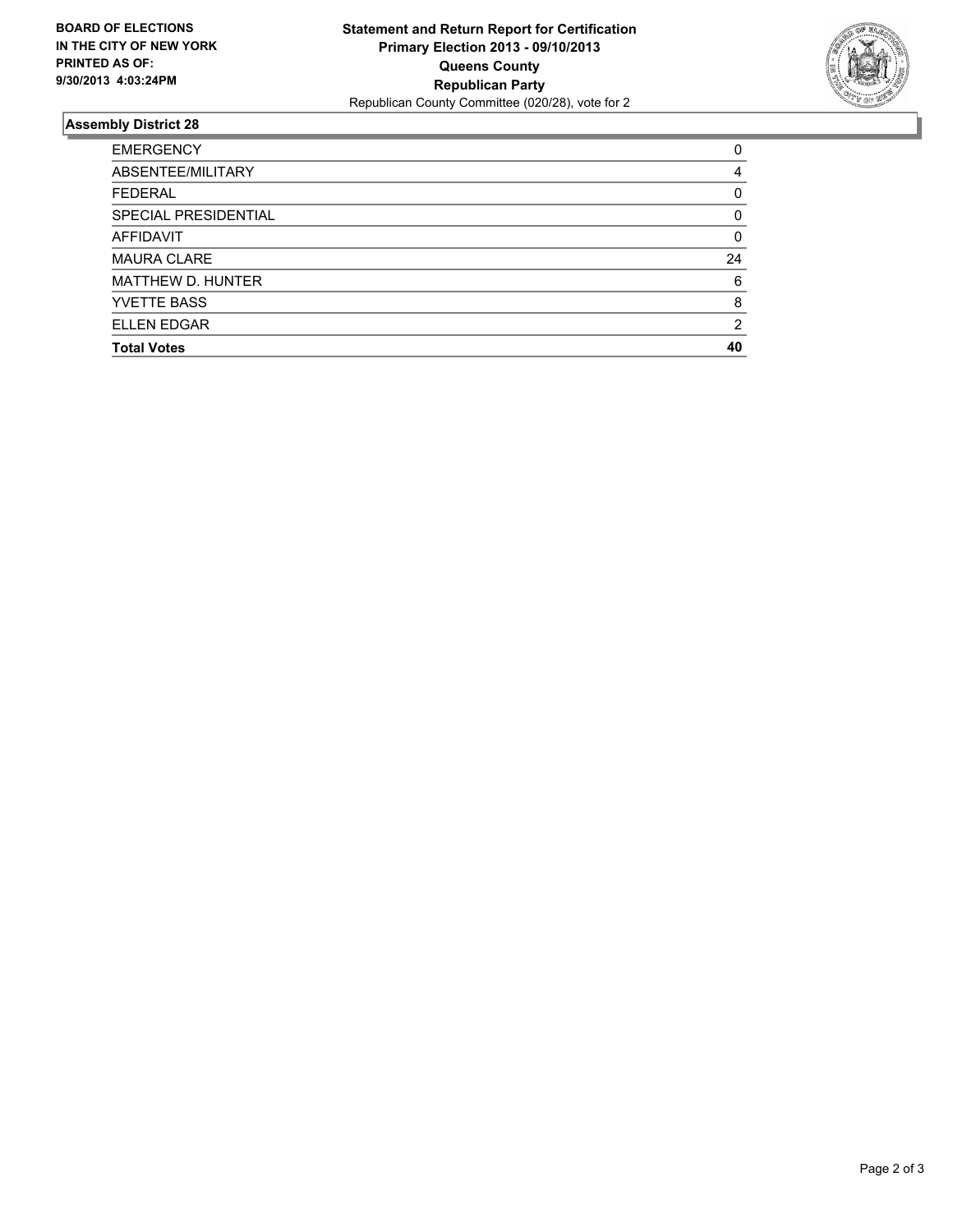**BOARD OF ELECTIONS IN THE CITY OF NEW YORK PRINTED AS OF: 9/30/2013 4:03:24PM**

**Statement and Return Report for Certification**
**Primary Election 2013 - 09/10/2013**
**Queens County**
**Republican Party**
Republican County Committee (020/28), vote for 2

## Assembly District 28

| | |
|---|---|
| EMERGENCY | 0 |
| ABSENTEE/MILITARY | 4 |
| FEDERAL | 0 |
| SPECIAL PRESIDENTIAL | 0 |
| AFFIDAVIT | 0 |
| MAURA CLARE | 24 |
| MATTHEW D. HUNTER | 6 |
| YVETTE BASS | 8 |
| ELLEN EDGAR | 2 |
| **Total Votes** | **40** |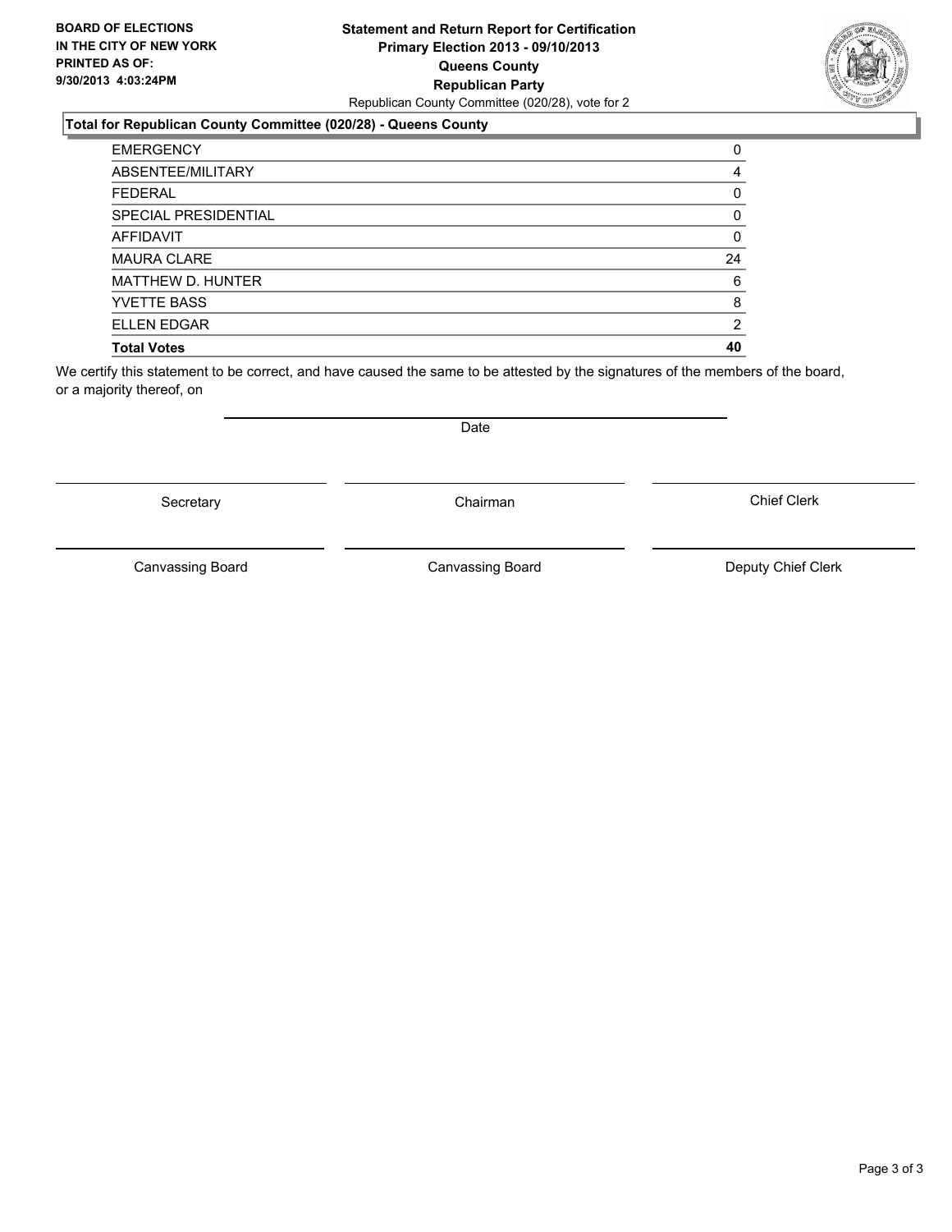**BOARD OF ELECTIONS IN THE CITY OF NEW YORK PRINTED AS OF: 9/30/2013 4:03:24PM**

**Statement and Return Report for Certification**
**Primary Election 2013 - 09/10/2013**
**Queens County**
**Republican Party**
Republican County Committee (020/28), vote for 2

**Total for Republican County Committee (020/28) - Queens County**

| | |
|---|---|
| EMERGENCY | 0 |
| ABSENTEE/MILITARY | 4 |
| FEDERAL | 0 |
| SPECIAL PRESIDENTIAL | 0 |
| AFFIDAVIT | 0 |
| MAURA CLARE | 24 |
| MATTHEW D. HUNTER | 6 |
| YVETTE BASS | 8 |
| ELLEN EDGAR | 2 |
| **Total Votes** | **40** |

We certify this statement to be correct, and have caused the same to be attested by the signatures of the members of the board, or a majority thereof, on

Date

Secretary | Chairman | Chief Clerk

Canvassing Board | Canvassing Board | Deputy Chief Clerk